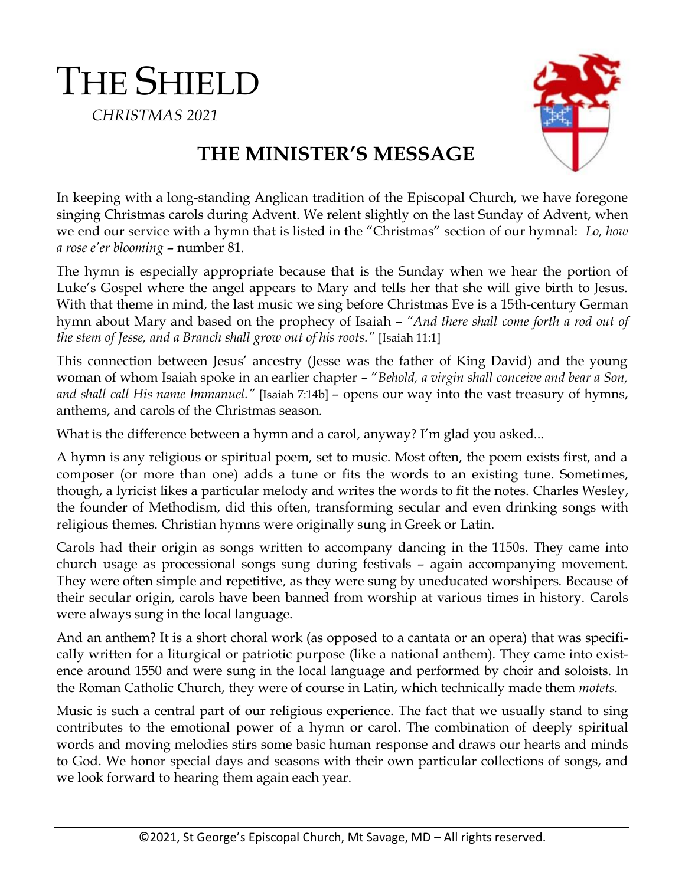# THE SHIELD

*CHRISTMAS 2021*

## THE MINISTER'S MESSAGE

In keeping with a long-standing Anglican tradition of the Episcopal Church, we have foregone singing Christmas carols during Advent. We relent slightly on the last Sunday of Advent, when we end our service with a hymn that is listed in the "Christmas" section of our hymnal: *Lo, how a rose e'er blooming* – number 81.

The hymn is especially appropriate because that is the Sunday when we hear the portion of Luke's Gospel where the angel appears to Mary and tells her that she will give birth to Jesus. With that theme in mind, the last music we sing before Christmas Eve is a 15th-century German hymn about Mary and based on the prophecy of Isaiah – *"And there shall come forth a rod out of the stem of Jesse, and a Branch shall grow out of his roots."* [Isaiah 11:1]

This connection between Jesus' ancestry (Jesse was the father of King David) and the young woman of whom Isaiah spoke in an earlier chapter – "*Behold, a virgin shall conceive and bear a Son, and shall call His name Immanuel."* [Isaiah 7:14b] – opens our way into the vast treasury of hymns, anthems, and carols of the Christmas season.

What is the difference between a hymn and a carol, anyway? I'm glad you asked...

A hymn is any religious or spiritual poem, set to music. Most often, the poem exists first, and a composer (or more than one) adds a tune or fits the words to an existing tune. Sometimes, though, a lyricist likes a particular melody and writes the words to fit the notes. Charles Wesley, the founder of Methodism, did this often, transforming secular and even drinking songs with religious themes. Christian hymns were originally sung in Greek or Latin.

Carols had their origin as songs written to accompany dancing in the 1150s. They came into church usage as processional songs sung during festivals – again accompanying movement. They were often simple and repetitive, as they were sung by uneducated worshipers. Because of their secular origin, carols have been banned from worship at various times in history. Carols were always sung in the local language.

And an anthem? It is a short choral work (as opposed to a cantata or an opera) that was specifically written for a liturgical or patriotic purpose (like a national anthem). They came into existence around 1550 and were sung in the local language and performed by choir and soloists. In the Roman Catholic Church, they were of course in Latin, which technically made them *motets*.

Music is such a central part of our religious experience. The fact that we usually stand to sing contributes to the emotional power of a hymn or carol. The combination of deeply spiritual words and moving melodies stirs some basic human response and draws our hearts and minds to God. We honor special days and seasons with their own particular collections of songs, and we look forward to hearing them again each year.

©2021, St George's Episcopal Church, Mt Savage, MD – All rights reserved.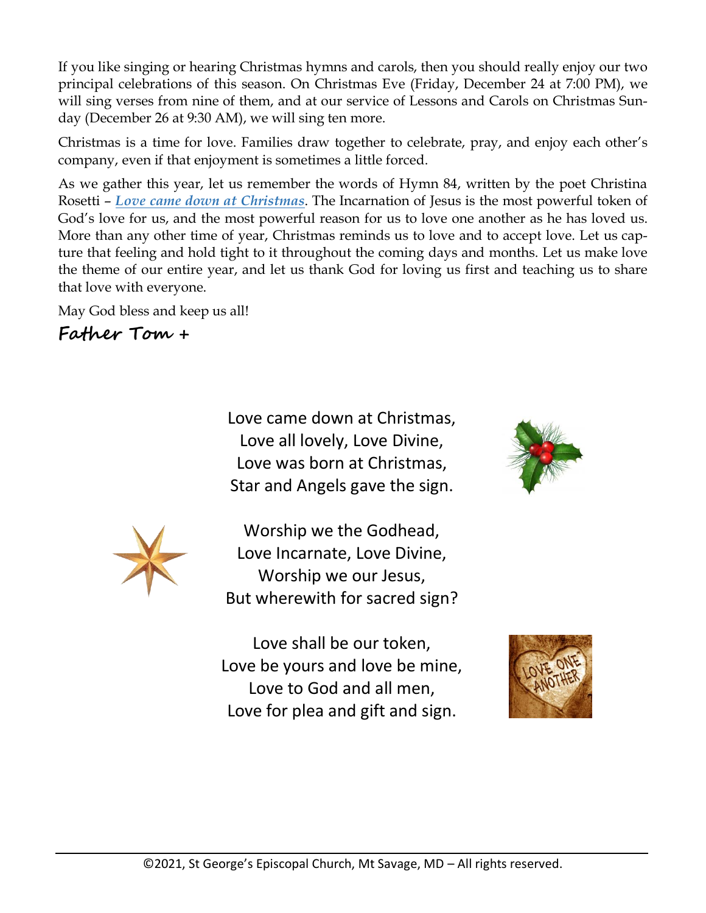If you like singing or hearing Christmas hymns and carols, then you should really enjoy our two principal celebrations of this season. On Christmas Eve (Friday, December 24 at 7:00 PM), we will sing verses from nine of them, and at our service of Lessons and Carols on Christmas Sunday (December 26 at 9:30 AM), we will sing ten more.

Christmas is a time for love. Families draw together to celebrate, pray, and enjoy each other's company, even if that enjoyment is sometimes a little forced.

As we gather this year, let us remember the words of Hymn 84, written by the poet Christina Rosetti – ***Love came down at Christmas***. The Incarnation of Jesus is the most powerful token of God's love for us, and the most powerful reason for us to love one another as he has loved us. More than any other time of year, Christmas reminds us to love and to accept love. Let us capture that feeling and hold tight to it throughout the coming days and months. Let us make love the theme of our entire year, and let us thank God for loving us first and teaching us to share that love with everyone.

May God bless and keep us all!

**Father Tom +**

Love came down at Christmas,
Love all lovely, Love Divine,
Love was born at Christmas,
Star and Angels gave the sign.

Worship we the Godhead,
Love Incarnate, Love Divine,
Worship we our Jesus,
But wherewith for sacred sign?

Love shall be our token,
Love be yours and love be mine,
Love to God and all men,
Love for plea and gift and sign.

©2021, St George's Episcopal Church, Mt Savage, MD – All rights reserved.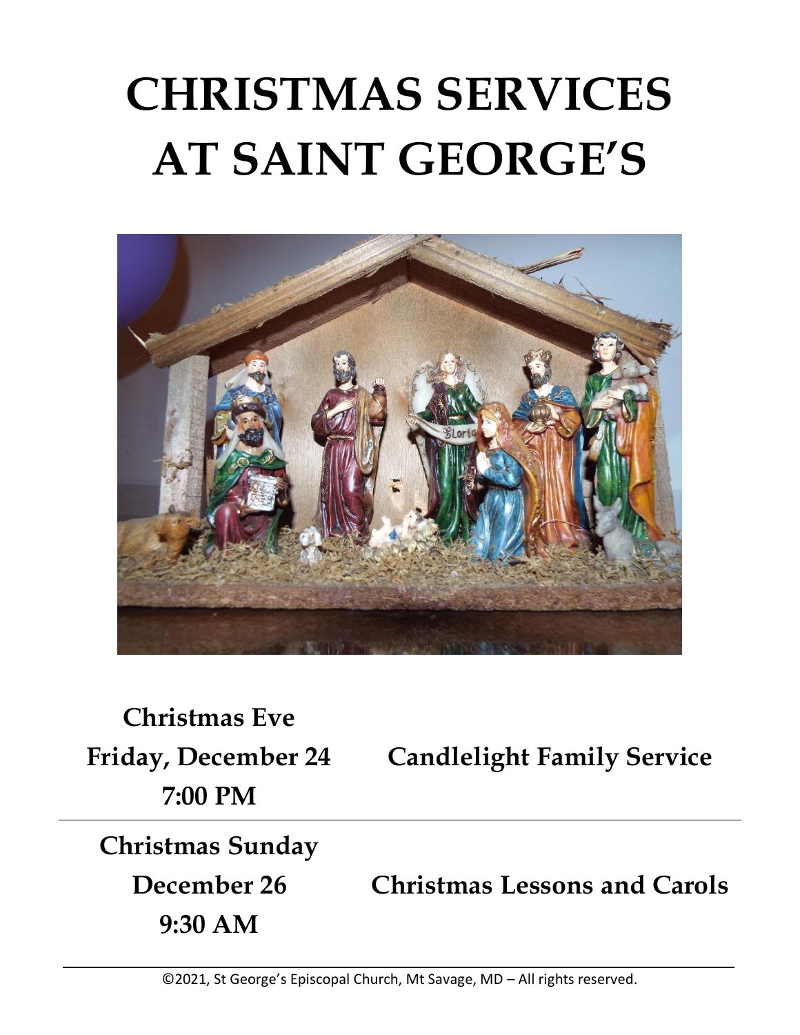# CHRISTMAS SERVICES AT SAINT GEORGE'S

| | |
|---|---|
| **Christmas Eve**<br>**Friday, December 24**<br>**7:00 PM** | **Candlelight Family Service** |
| **Christmas Sunday**<br>**December 26**<br>**9:30 AM** | **Christmas Lessons and Carols** |

©2021, St George's Episcopal Church, Mt Savage, MD – All rights reserved.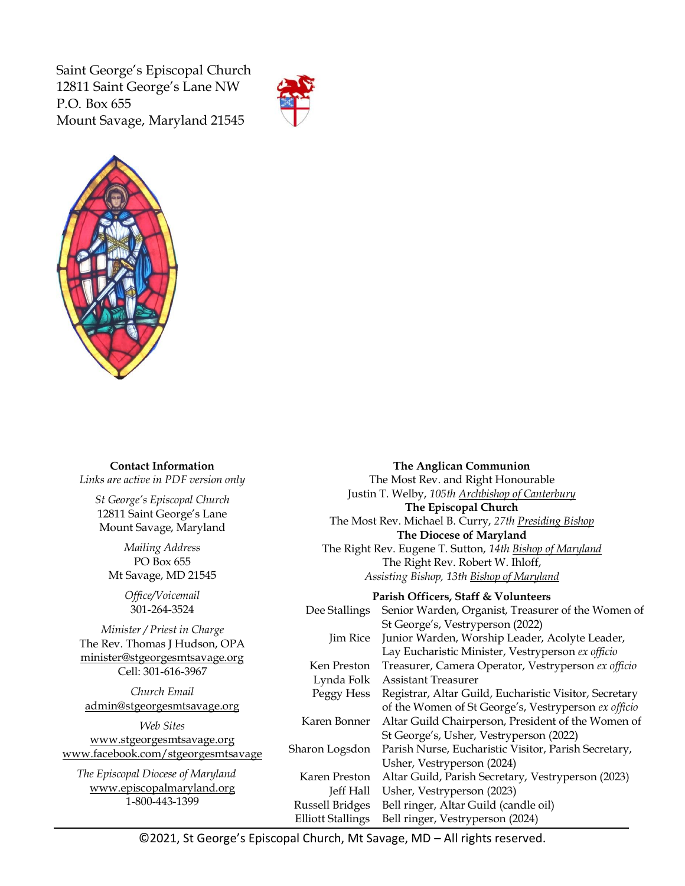Saint George's Episcopal Church
12811 Saint George's Lane NW
P.O. Box 655
Mount Savage, Maryland 21545

**Contact Information**
*Links are active in PDF version only*

*St George's Episcopal Church*
12811 Saint George's Lane
Mount Savage, Maryland

*Mailing Address*
PO Box 655
Mt Savage, MD 21545

*Office/Voicemail*
301-264-3524

*Minister / Priest in Charge*
The Rev. Thomas J Hudson, OPA
minister@stgeorgesmtsavage.org
Cell: 301-616-3967

*Church Email*
admin@stgeorgesmtsavage.org

*Web Sites*
www.stgeorgesmtsavage.org
www.facebook.com/stgeorgesmtsavage

*The Episcopal Diocese of Maryland*
www.episcopalmaryland.org
1-800-443-1399

**The Anglican Communion**
The Most Rev. and Right Honourable
Justin T. Welby, *105th Archbishop of Canterbury*

**The Episcopal Church**
The Most Rev. Michael B. Curry, *27th Presiding Bishop*

**The Diocese of Maryland**
The Right Rev. Eugene T. Sutton, *14th Bishop of Maryland*
The Right Rev. Robert W. Ihloff,
*Assisting Bishop, 13th Bishop of Maryland*

**Parish Officers, Staff & Volunteers**

| | |
|---|---|
| Dee Stallings | Senior Warden, Organist, Treasurer of the Women of St George's, Vestryperson (2022) |
| Jim Rice | Junior Warden, Worship Leader, Acolyte Leader, Lay Eucharistic Minister, Vestryperson *ex officio* |
| Ken Preston | Treasurer, Camera Operator, Vestryperson *ex officio* |
| Lynda Folk | Assistant Treasurer |
| Peggy Hess | Registrar, Altar Guild, Eucharistic Visitor, Secretary of the Women of St George's, Vestryperson *ex officio* |
| Karen Bonner | Altar Guild Chairperson, President of the Women of St George's, Usher, Vestryperson (2022) |
| Sharon Logsdon | Parish Nurse, Eucharistic Visitor, Parish Secretary, Usher, Vestryperson (2024) |
| Karen Preston | Altar Guild, Parish Secretary, Vestryperson (2023) |
| Jeff Hall | Usher, Vestryperson (2023) |
| Russell Bridges | Bell ringer, Altar Guild (candle oil) |
| Elliott Stallings | Bell ringer, Vestryperson (2024) |

©2021, St George's Episcopal Church, Mt Savage, MD – All rights reserved.